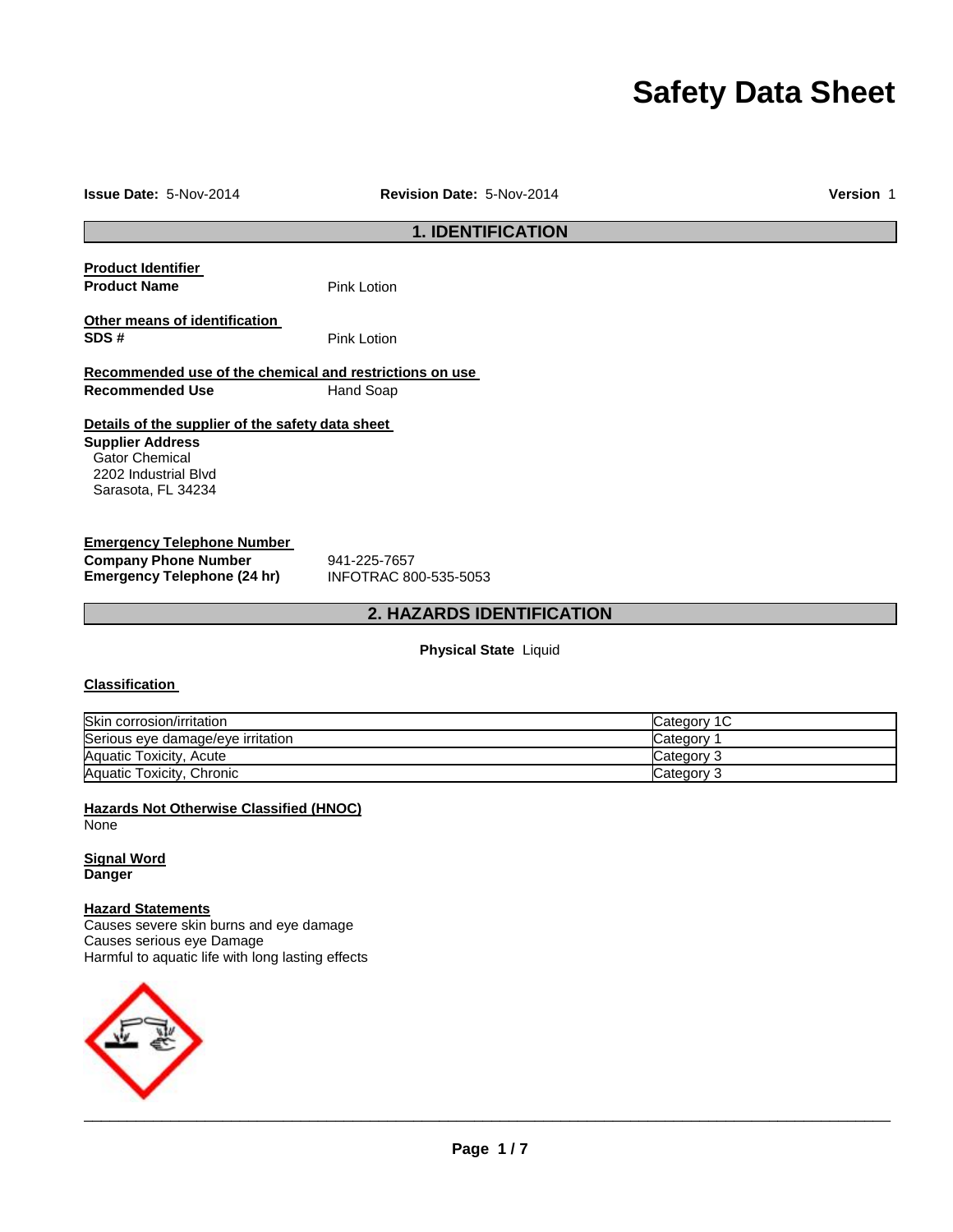# Safety Data Sheet

**Issue Date:** 5-Nov-2014 **Revision Date:** 5-Nov-2014 **Version** 1

## 1. IDENTIFICATION

**Product Identifier**

**Product Name** Pink Lotion

**Other means of identification**

**SDS #** Pink Lotion

**Recommended use of the chemical and restrictions on use**

**Recommended Use** Hand Soap

**Details of the supplier of the safety data sheet**

**Supplier Address**
Gator Chemical
2202 Industrial Blvd
Sarasota, FL 34234

**Emergency Telephone Number**

**Company Phone Number** 941-225-7657
**Emergency Telephone (24 hr)** INFOTRAC 800-535-5053

## 2. HAZARDS IDENTIFICATION

**Physical State** Liquid

**Classification**

| Hazard | Category |
|---|---|
| Skin corrosion/irritation | Category 1C |
| Serious eye damage/eye irritation | Category 1 |
| Aquatic Toxicity, Acute | Category 3 |
| Aquatic Toxicity, Chronic | Category 3 |

**Hazards Not Otherwise Classified (HNOC)**
None

**Signal Word**
**Danger**

**Hazard Statements**
Causes severe skin burns and eye damage
Causes serious eye Damage
Harmful to aquatic life with long lasting effects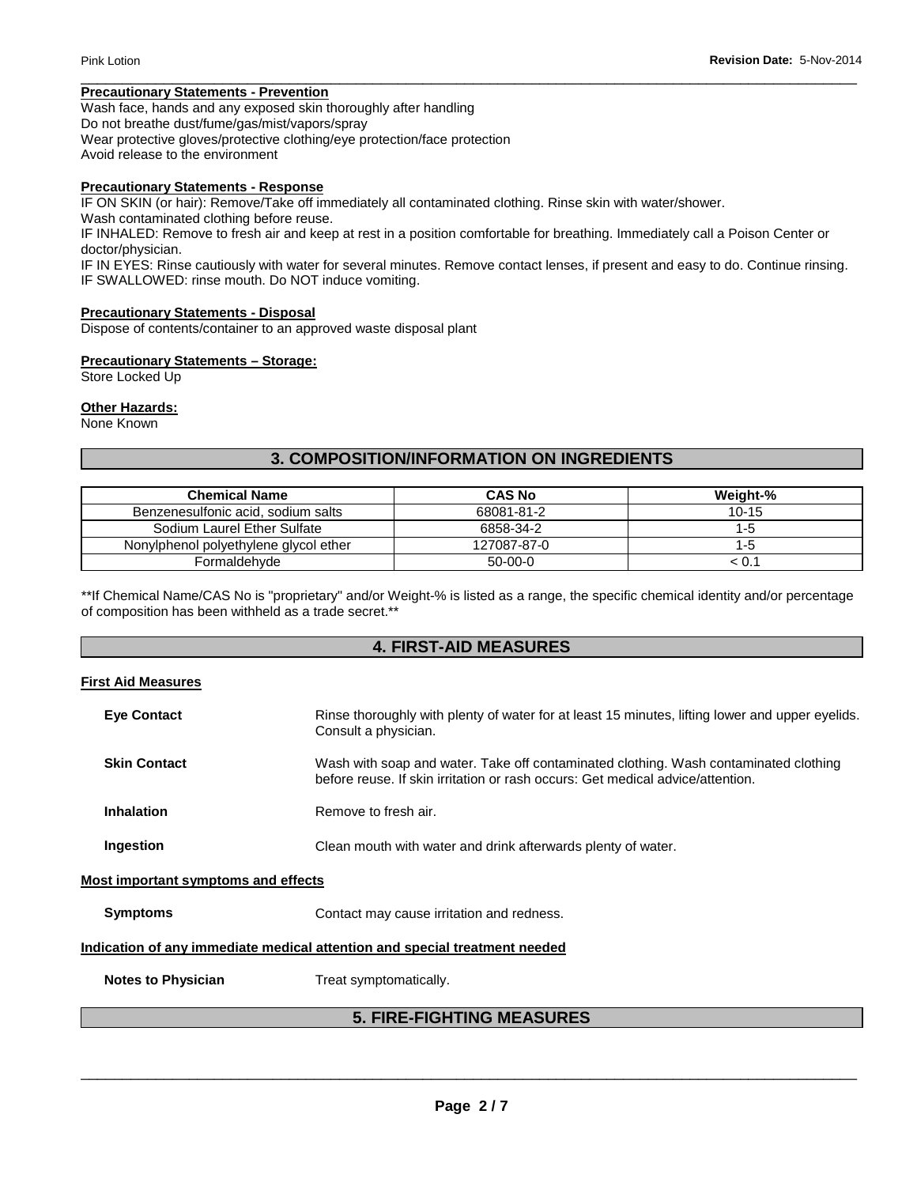**Precautionary Statements - Prevention**

Wash face, hands and any exposed skin thoroughly after handling
Do not breathe dust/fume/gas/mist/vapors/spray
Wear protective gloves/protective clothing/eye protection/face protection
Avoid release to the environment

**Precautionary Statements - Response**

IF ON SKIN (or hair): Remove/Take off immediately all contaminated clothing. Rinse skin with water/shower.
Wash contaminated clothing before reuse.
IF INHALED: Remove to fresh air and keep at rest in a position comfortable for breathing. Immediately call a Poison Center or doctor/physician.
IF IN EYES: Rinse cautiously with water for several minutes. Remove contact lenses, if present and easy to do. Continue rinsing.
IF SWALLOWED: rinse mouth. Do NOT induce vomiting.

**Precautionary Statements - Disposal**

Dispose of contents/container to an approved waste disposal plant

**Precautionary Statements – Storage:**

Store Locked Up

**Other Hazards:**

None Known

## 3. COMPOSITION/INFORMATION ON INGREDIENTS

| Chemical Name | CAS No | Weight-% |
|---|---|---|
| Benzenesulfonic acid, sodium salts | 68081-81-2 | 10-15 |
| Sodium Laurel Ether Sulfate | 6858-34-2 | 1-5 |
| Nonylphenol polyethylene glycol ether | 127087-87-0 | 1-5 |
| Formaldehyde | 50-00-0 | < 0.1 |

**If Chemical Name/CAS No is "proprietary" and/or Weight-% is listed as a range, the specific chemical identity and/or percentage of composition has been withheld as a trade secret.**

## 4. FIRST-AID MEASURES

**First Aid Measures**

**Eye Contact** Rinse thoroughly with plenty of water for at least 15 minutes, lifting lower and upper eyelids. Consult a physician.

**Skin Contact** Wash with soap and water. Take off contaminated clothing. Wash contaminated clothing before reuse. If skin irritation or rash occurs: Get medical advice/attention.

**Inhalation** Remove to fresh air.

**Ingestion** Clean mouth with water and drink afterwards plenty of water.

**Most important symptoms and effects**

**Symptoms** Contact may cause irritation and redness.

**Indication of any immediate medical attention and special treatment needed**

**Notes to Physician** Treat symptomatically.

## 5. FIRE-FIGHTING MEASURES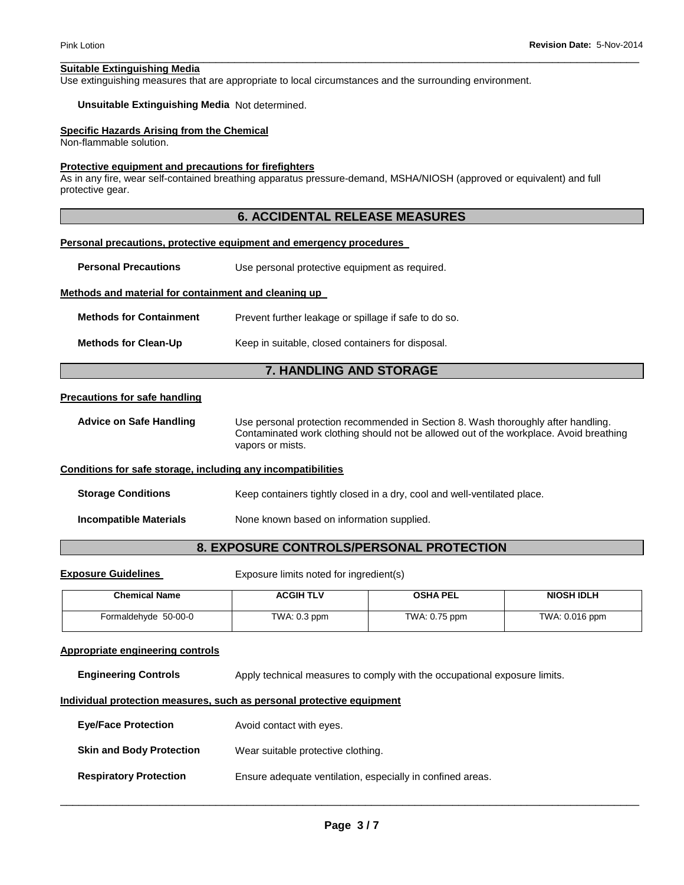**Suitable Extinguishing Media**
Use extinguishing measures that are appropriate to local circumstances and the surrounding environment.

**Unsuitable Extinguishing Media** Not determined.

**Specific Hazards Arising from the Chemical**
Non-flammable solution.

**Protective equipment and precautions for firefighters**
As in any fire, wear self-contained breathing apparatus pressure-demand, MSHA/NIOSH (approved or equivalent) and full protective gear.

## 6. ACCIDENTAL RELEASE MEASURES

**Personal precautions, protective equipment and emergency procedures**

**Personal Precautions** Use personal protective equipment as required.

**Methods and material for containment and cleaning up**

**Methods for Containment** Prevent further leakage or spillage if safe to do so.

**Methods for Clean-Up** Keep in suitable, closed containers for disposal.

## 7. HANDLING AND STORAGE

**Precautions for safe handling**

**Advice on Safe Handling** Use personal protection recommended in Section 8. Wash thoroughly after handling. Contaminated work clothing should not be allowed out of the workplace. Avoid breathing vapors or mists.

**Conditions for safe storage, including any incompatibilities**

**Storage Conditions** Keep containers tightly closed in a dry, cool and well-ventilated place.

**Incompatible Materials** None known based on information supplied.

## 8. EXPOSURE CONTROLS/PERSONAL PROTECTION

**Exposure Guidelines** Exposure limits noted for ingredient(s)

| Chemical Name | ACGIH TLV | OSHA PEL | NIOSH IDLH |
|---|---|---|---|
| Formaldehyde 50-00-0 | TWA: 0.3 ppm | TWA: 0.75 ppm | TWA: 0.016 ppm |

**Appropriate engineering controls**

**Engineering Controls** Apply technical measures to comply with the occupational exposure limits.

**Individual protection measures, such as personal protective equipment**

**Eye/Face Protection** Avoid contact with eyes.

**Skin and Body Protection** Wear suitable protective clothing.

**Respiratory Protection** Ensure adequate ventilation, especially in confined areas.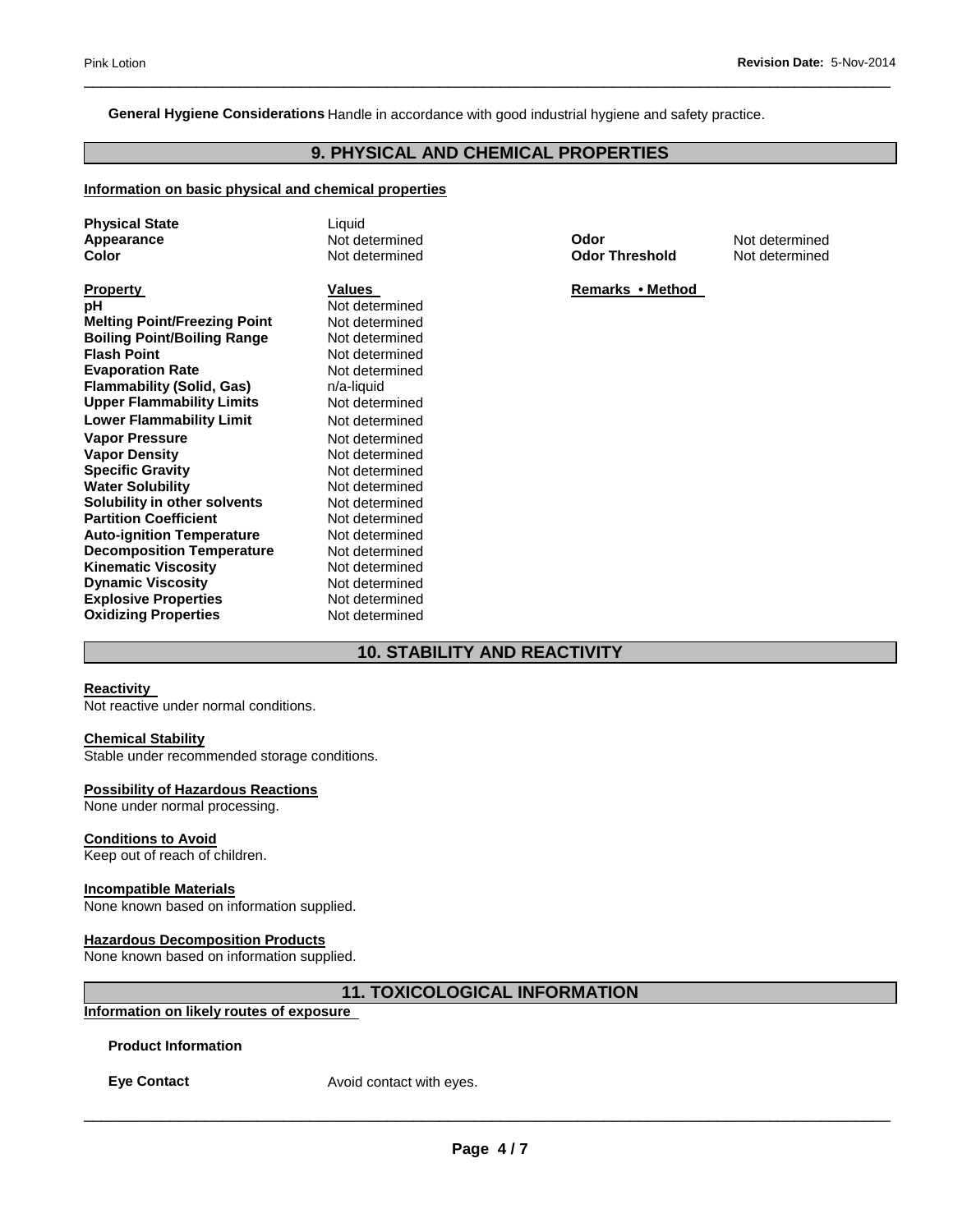**General Hygiene Considerations** Handle in accordance with good industrial hygiene and safety practice.

## 9. PHYSICAL AND CHEMICAL PROPERTIES

### Information on basic physical and chemical properties

| | | | |
|---|---|---|---|
| **Physical State** | Liquid | | |
| **Appearance** | Not determined | **Odor** | Not determined |
| **Color** | Not determined | **Odor Threshold** | Not determined |

| **Property** | **Values** | **Remarks • Method** |
|---|---|---|
| **pH** | Not determined | |
| **Melting Point/Freezing Point** | Not determined | |
| **Boiling Point/Boiling Range** | Not determined | |
| **Flash Point** | Not determined | |
| **Evaporation Rate** | Not determined | |
| **Flammability (Solid, Gas)** | n/a-liquid | |
| **Upper Flammability Limits** | Not determined | |
| **Lower Flammability Limit** | Not determined | |
| **Vapor Pressure** | Not determined | |
| **Vapor Density** | Not determined | |
| **Specific Gravity** | Not determined | |
| **Water Solubility** | Not determined | |
| **Solubility in other solvents** | Not determined | |
| **Partition Coefficient** | Not determined | |
| **Auto-ignition Temperature** | Not determined | |
| **Decomposition Temperature** | Not determined | |
| **Kinematic Viscosity** | Not determined | |
| **Dynamic Viscosity** | Not determined | |
| **Explosive Properties** | Not determined | |
| **Oxidizing Properties** | Not determined | |

## 10. STABILITY AND REACTIVITY

### Reactivity

Not reactive under normal conditions.

### Chemical Stability

Stable under recommended storage conditions.

### Possibility of Hazardous Reactions

None under normal processing.

### Conditions to Avoid

Keep out of reach of children.

### Incompatible Materials

None known based on information supplied.

### Hazardous Decomposition Products

None known based on information supplied.

## 11. TOXICOLOGICAL INFORMATION

### Information on likely routes of exposure

**Product Information**

**Eye Contact** Avoid contact with eyes.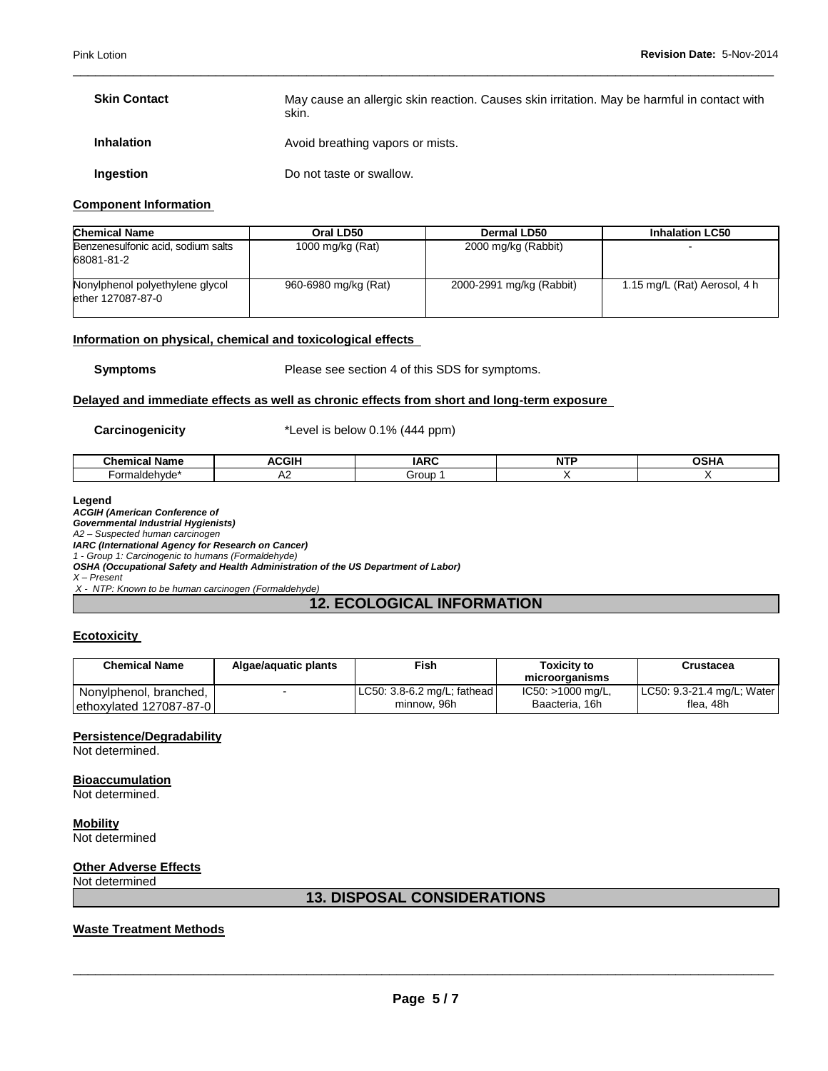| | |
|---|---|
| **Skin Contact** | May cause an allergic skin reaction. Causes skin irritation. May be harmful in contact with skin. |
| **Inhalation** | Avoid breathing vapors or mists. |
| **Ingestion** | Do not taste or swallow. |

**Component Information**

| Chemical Name | Oral LD50 | Dermal LD50 | Inhalation LC50 |
|---|---|---|---|
| Benzenesulfonic acid, sodium salts 68081-81-2 | 1000 mg/kg (Rat) | 2000 mg/kg (Rabbit) | - |
| Nonylphenol polyethylene glycol ether 127087-87-0 | 960-6980 mg/kg (Rat) | 2000-2991 mg/kg (Rabbit) | 1.15 mg/L (Rat) Aerosol, 4 h |

**Information on physical, chemical and toxicological effects**

**Symptoms** Please see section 4 of this SDS for symptoms.

**Delayed and immediate effects as well as chronic effects from short and long-term exposure**

**Carcinogenicity** *Level is below 0.1% (444 ppm)

| Chemical Name | ACGIH | IARC | NTP | OSHA |
|---|---|---|---|---|
| Formaldehyde* | A2 | Group 1 | X | X |

**Legend**
***ACGIH (American Conference of Governmental Industrial Hygienists)***
*A2 – Suspected human carcinogen*
***IARC (International Agency for Research on Cancer)***
*1 - Group 1: Carcinogenic to humans (Formaldehyde)*
***OSHA (Occupational Safety and Health Administration of the US Department of Labor)***
*X – Present*
*X - NTP: Known to be human carcinogen (Formaldehyde)*

## 12. ECOLOGICAL INFORMATION

**Ecotoxicity**

| Chemical Name | Algae/aquatic plants | Fish | Toxicity to microorganisms | Crustacea |
|---|---|---|---|---|
| Nonylphenol, branched, ethoxylated 127087-87-0 | - | LC50: 3.8-6.2 mg/L; fathead minnow, 96h | IC50: >1000 mg/L, Baacteria, 16h | LC50: 9.3-21.4 mg/L; Water flea, 48h |

**Persistence/Degradability**
Not determined.

**Bioaccumulation**
Not determined.

**Mobility**
Not determined

**Other Adverse Effects**
Not determined

## 13. DISPOSAL CONSIDERATIONS

**Waste Treatment Methods**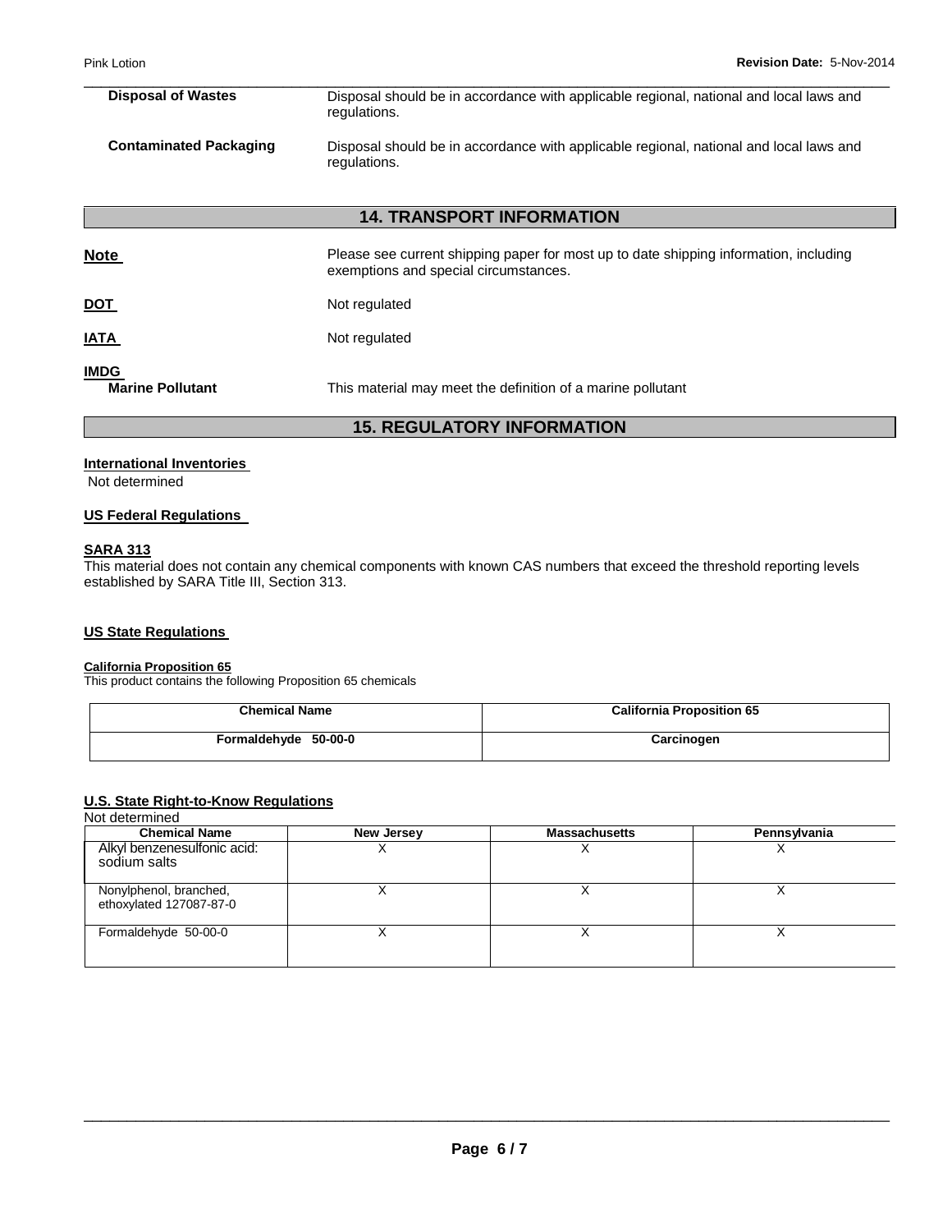| | |
|---|---|
| **Disposal of Wastes** | Disposal should be in accordance with applicable regional, national and local laws and regulations. |
| **Contaminated Packaging** | Disposal should be in accordance with applicable regional, national and local laws and regulations. |

## 14. TRANSPORT INFORMATION

**Note** — Please see current shipping paper for most up to date shipping information, including exemptions and special circumstances.

**DOT** — Not regulated

**IATA** — Not regulated

**IMDG**
**Marine Pollutant** — This material may meet the definition of a marine pollutant

## 15. REGULATORY INFORMATION

**International Inventories**
Not determined

**US Federal Regulations**

**SARA 313**
This material does not contain any chemical components with known CAS numbers that exceed the threshold reporting levels established by SARA Title III, Section 313.

**US State Regulations**

**California Proposition 65**
This product contains the following Proposition 65 chemicals

| Chemical Name | California Proposition 65 |
|---|---|
| Formaldehyde 50-00-0 | Carcinogen |

**U.S. State Right-to-Know Regulations**
Not determined

| Chemical Name | New Jersey | Massachusetts | Pennsylvania |
|---|---|---|---|
| Alkyl benzenesulfonic acid: sodium salts | X | X | X |
| Nonylphenol, branched, ethoxylated 127087-87-0 | X | X | X |
| Formaldehyde 50-00-0 | X | X | X |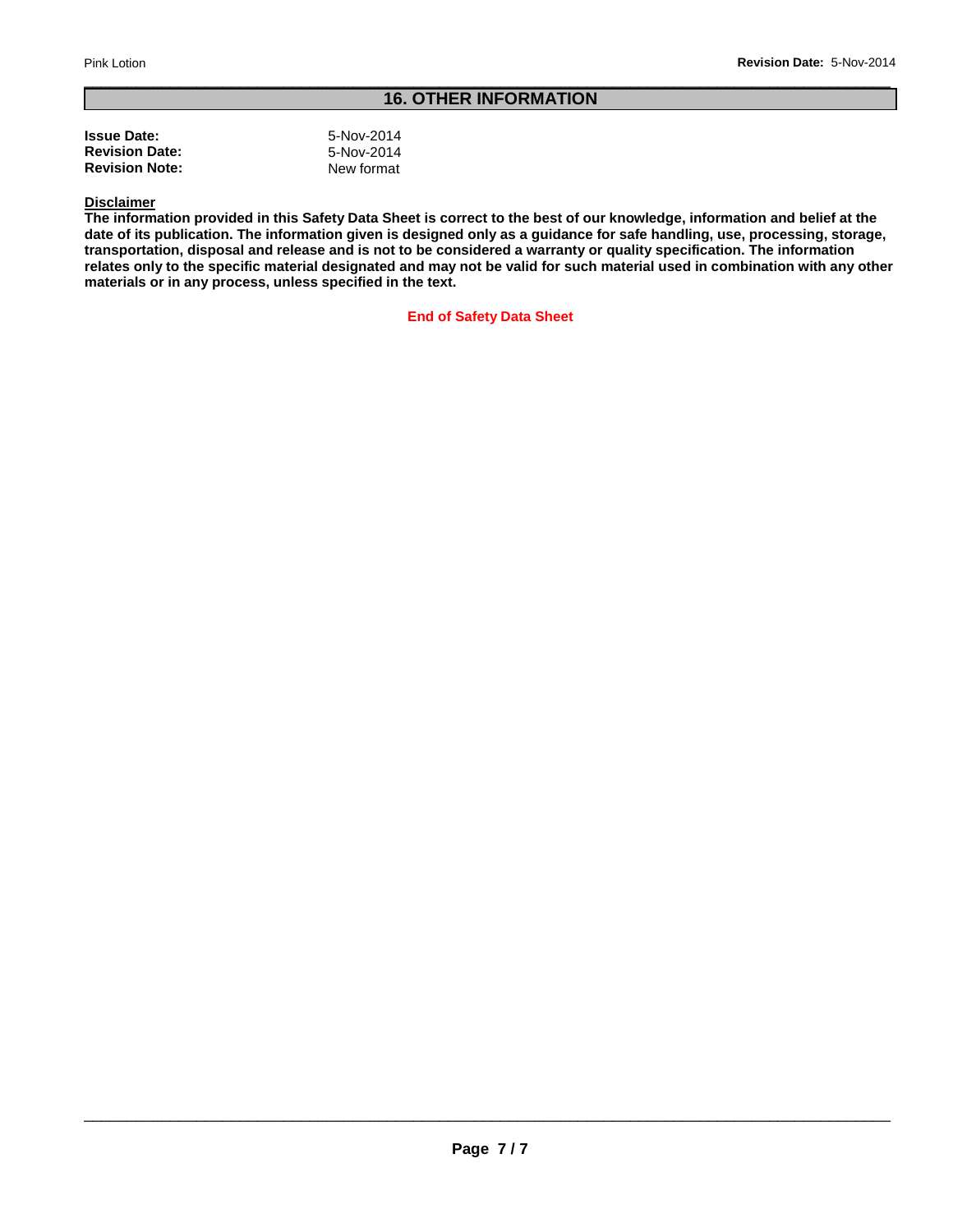## 16. OTHER INFORMATION

**Issue Date:** 5-Nov-2014
**Revision Date:** 5-Nov-2014
**Revision Note:** New format

**Disclaimer**

**The information provided in this Safety Data Sheet is correct to the best of our knowledge, information and belief at the date of its publication. The information given is designed only as a guidance for safe handling, use, processing, storage, transportation, disposal and release and is not to be considered a warranty or quality specification. The information relates only to the specific material designated and may not be valid for such material used in combination with any other materials or in any process, unless specified in the text.**

**End of Safety Data Sheet**